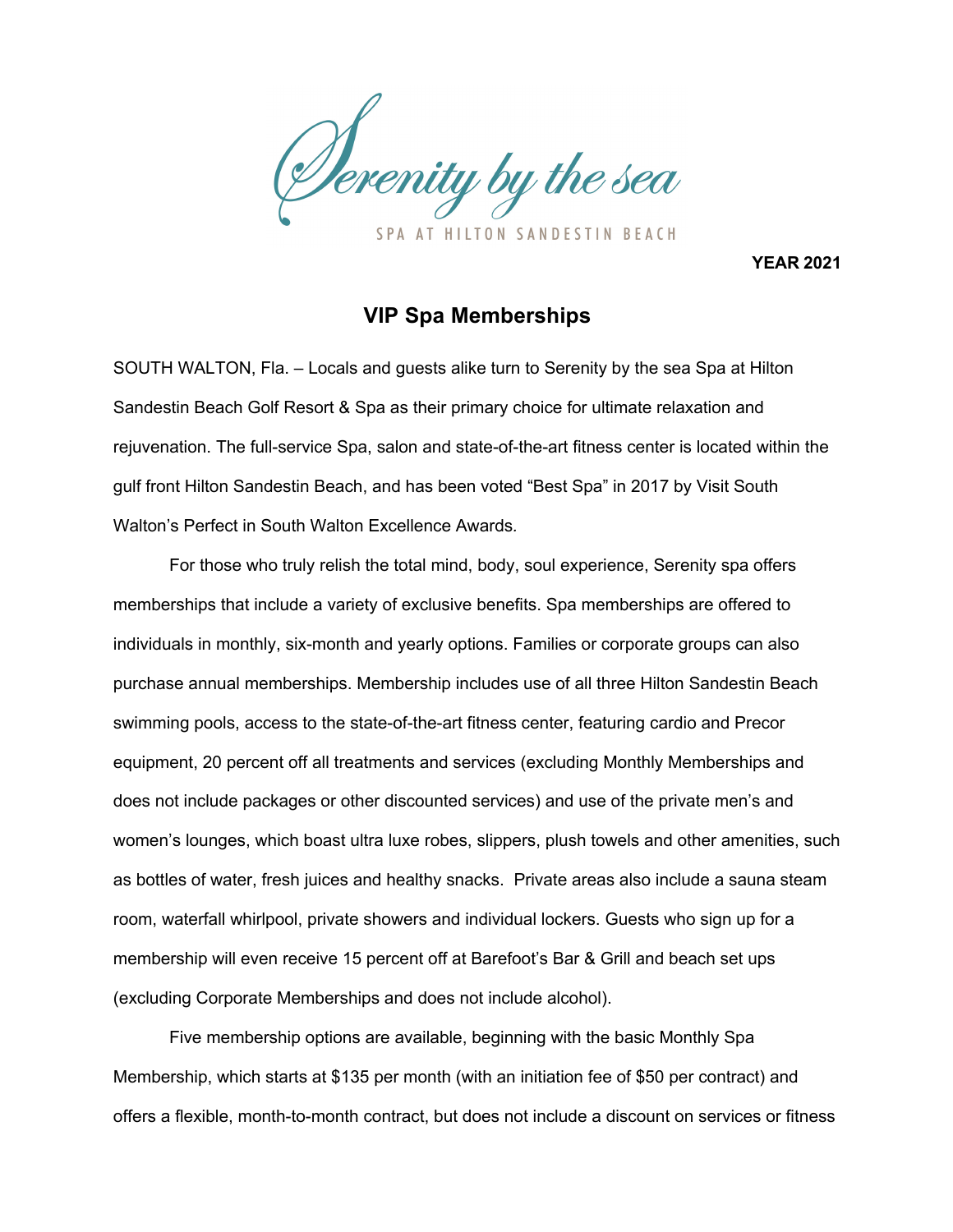Serenity by the sea

SPA AT HILTON SANDESTIN BEACH

**YEAR 2021**

## VIP Spa Memberships

SOUTH WALTON, Fla. – Locals and guests alike turn to Serenity by the sea Spa at Hilton Sandestin Beach Golf Resort & Spa as their primary choice for ultimate relaxation and rejuvenation. The full-service Spa, salon and state-of-the-art fitness center is located within the gulf front Hilton Sandestin Beach, and has been voted "Best Spa" in 2017 by Visit South Walton's Perfect in South Walton Excellence Awards.

For those who truly relish the total mind, body, soul experience, Serenity spa offers memberships that include a variety of exclusive benefits. Spa memberships are offered to individuals in monthly, six-month and yearly options. Families or corporate groups can also purchase annual memberships. Membership includes use of all three Hilton Sandestin Beach swimming pools, access to the state-of-the-art fitness center, featuring cardio and Precor equipment, 20 percent off all treatments and services (excluding Monthly Memberships and does not include packages or other discounted services) and use of the private men's and women's lounges, which boast ultra luxe robes, slippers, plush towels and other amenities, such as bottles of water, fresh juices and healthy snacks. Private areas also include a sauna steam room, waterfall whirlpool, private showers and individual lockers. Guests who sign up for a membership will even receive 15 percent off at Barefoot's Bar & Grill and beach set ups (excluding Corporate Memberships and does not include alcohol).

Five membership options are available, beginning with the basic Monthly Spa Membership, which starts at $135 per month (with an initiation fee of $50 per contract) and offers a flexible, month-to-month contract, but does not include a discount on services or fitness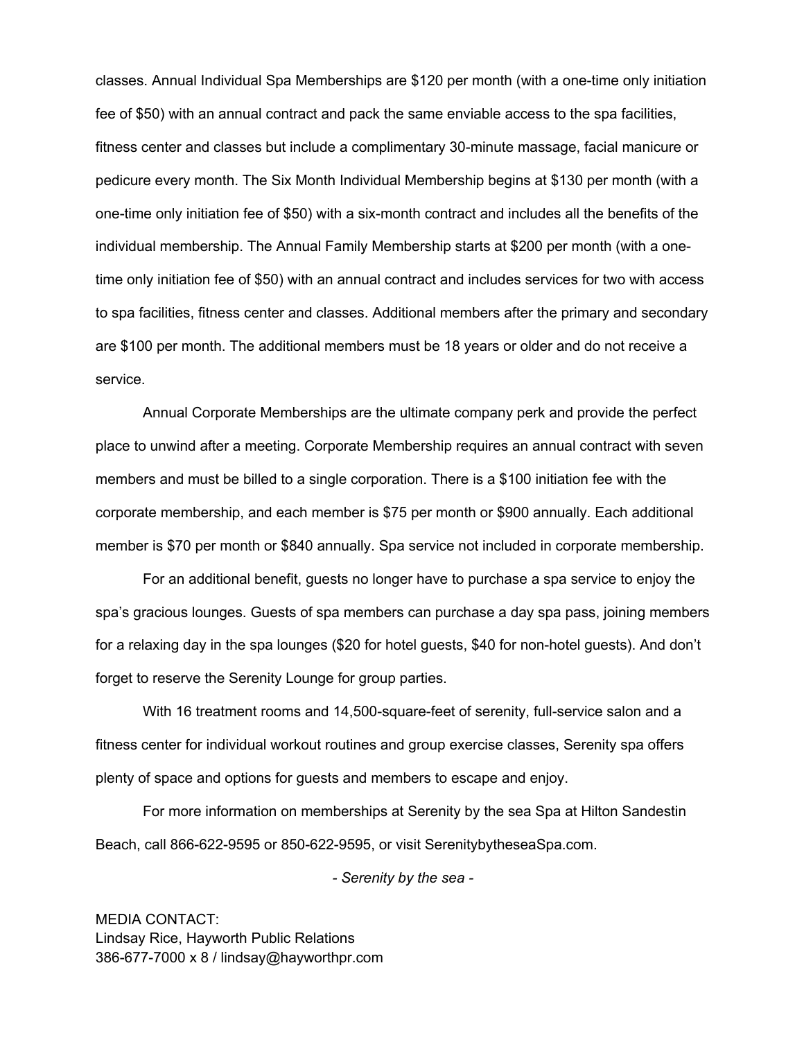classes. Annual Individual Spa Memberships are $120 per month (with a one-time only initiation fee of $50) with an annual contract and pack the same enviable access to the spa facilities, fitness center and classes but include a complimentary 30-minute massage, facial manicure or pedicure every month. The Six Month Individual Membership begins at $130 per month (with a one-time only initiation fee of $50) with a six-month contract and includes all the benefits of the individual membership. The Annual Family Membership starts at $200 per month (with a one-time only initiation fee of $50) with an annual contract and includes services for two with access to spa facilities, fitness center and classes. Additional members after the primary and secondary are $100 per month. The additional members must be 18 years or older and do not receive a service.

Annual Corporate Memberships are the ultimate company perk and provide the perfect place to unwind after a meeting. Corporate Membership requires an annual contract with seven members and must be billed to a single corporation. There is a $100 initiation fee with the corporate membership, and each member is $75 per month or $900 annually. Each additional member is $70 per month or $840 annually. Spa service not included in corporate membership.

For an additional benefit, guests no longer have to purchase a spa service to enjoy the spa's gracious lounges. Guests of spa members can purchase a day spa pass, joining members for a relaxing day in the spa lounges ($20 for hotel guests, $40 for non-hotel guests). And don't forget to reserve the Serenity Lounge for group parties.

With 16 treatment rooms and 14,500-square-feet of serenity, full-service salon and a fitness center for individual workout routines and group exercise classes, Serenity spa offers plenty of space and options for guests and members to escape and enjoy.

For more information on memberships at Serenity by the sea Spa at Hilton Sandestin Beach, call 866-622-9595 or 850-622-9595, or visit SerenitybytheseaSpa.com.

*- Serenity by the sea -*

MEDIA CONTACT:
Lindsay Rice, Hayworth Public Relations
386-677-7000 x 8 / lindsay@hayworthpr.com